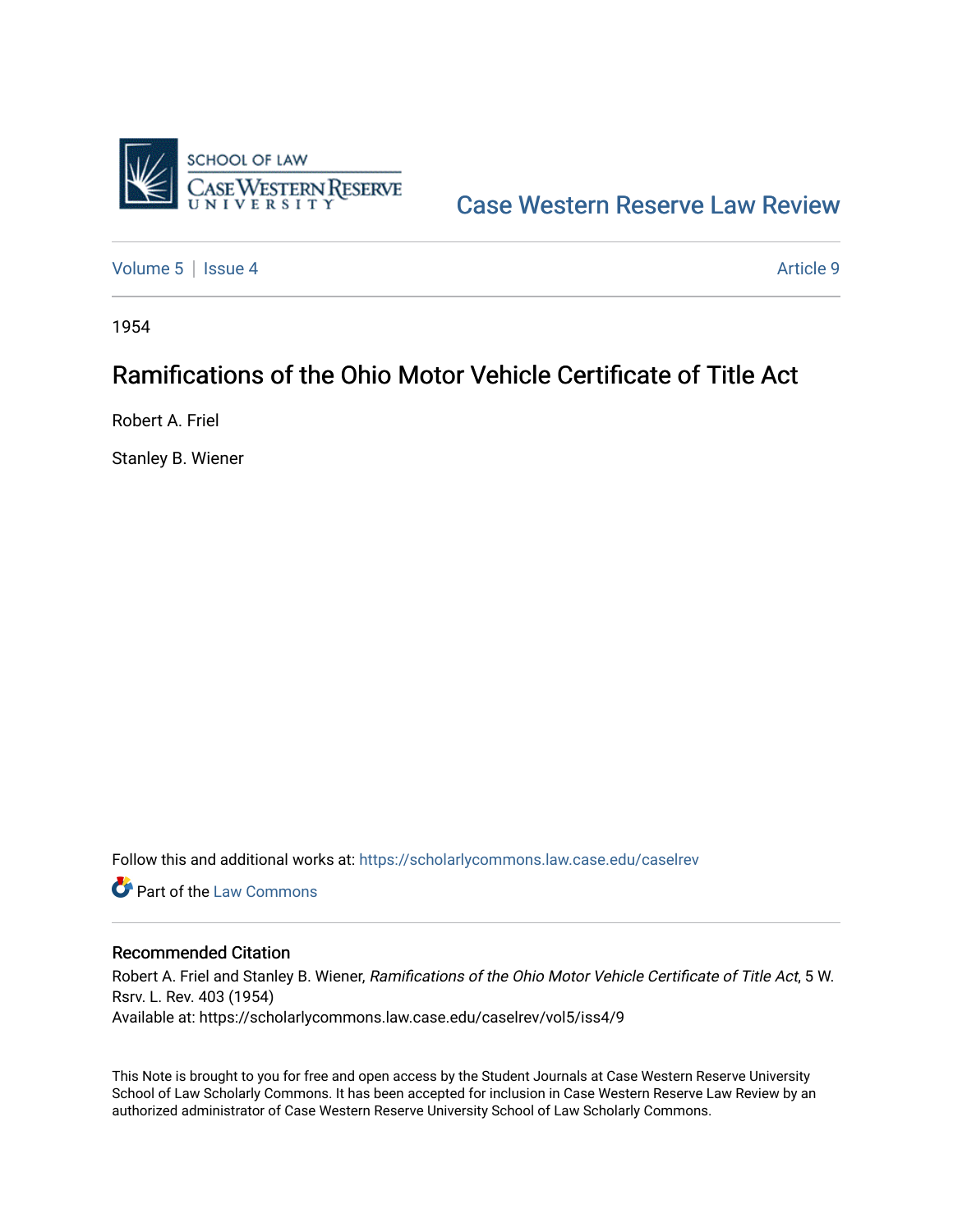Case Western Reserve Law Review

Volume 5 | Issue 4 — Article 9

1954

# Ramifications of the Ohio Motor Vehicle Certificate of Title Act

Robert A. Friel

Stanley B. Wiener

Follow this and additional works at: https://scholarlycommons.law.case.edu/caselrev

Part of the Law Commons

## Recommended Citation

Robert A. Friel and Stanley B. Wiener, *Ramifications of the Ohio Motor Vehicle Certificate of Title Act*, 5 W. Rsrv. L. Rev. 403 (1954)
Available at: https://scholarlycommons.law.case.edu/caselrev/vol5/iss4/9

This Note is brought to you for free and open access by the Student Journals at Case Western Reserve University School of Law Scholarly Commons. It has been accepted for inclusion in Case Western Reserve Law Review by an authorized administrator of Case Western Reserve University School of Law Scholarly Commons.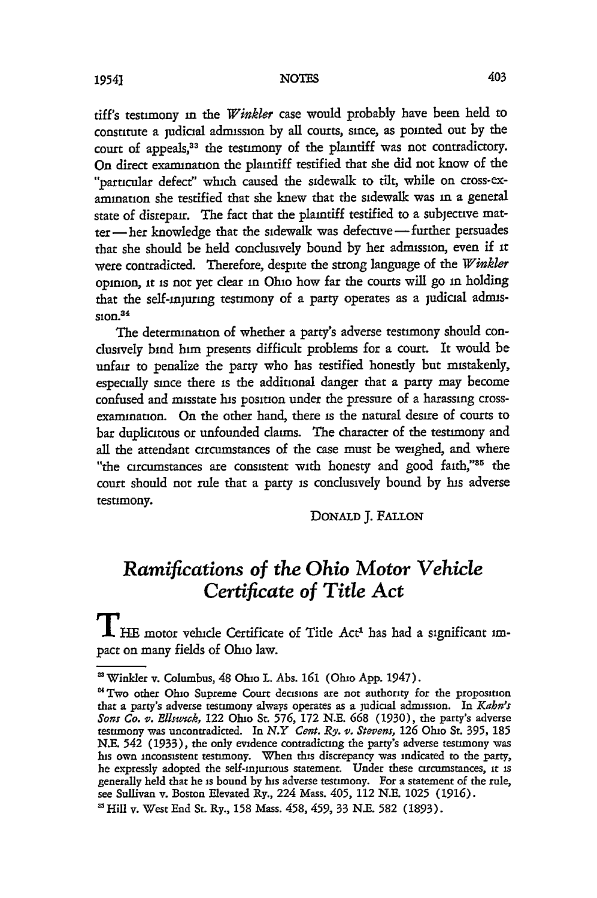tiff's testimony in the *Winkler* case would probably have been held to constitute a judicial admission by all courts, since, as pointed out by the court of appeals,[33] the testimony of the plaintiff was not contradictory. On direct examination the plaintiff testified that she did not know of the "particular defect" which caused the sidewalk to tilt, while on cross-examination she testified that she knew that the sidewalk was in a general state of disrepair. The fact that the plaintiff testified to a subjective matter — her knowledge that the sidewalk was defective — further persuades that she should be held conclusively bound by her admission, even if it were contradicted. Therefore, despite the strong language of the *Winkler* opinion, it is not yet clear in Ohio how far the courts will go in holding that the self-injuring testimony of a party operates as a judicial admission.[34]

The determination of whether a party's adverse testimony should conclusively bind him presents difficult problems for a court. It would be unfair to penalize the party who has testified honestly but mistakenly, especially since there is the additional danger that a party may become confused and misstate his position under the pressure of a harassing cross-examination. On the other hand, there is the natural desire of courts to bar duplicitous or unfounded claims. The character of the testimony and all the attendant circumstances of the case must be weighed, and where "the circumstances are consistent with honesty and good faith,"[35] the court should not rule that a party is conclusively bound by his adverse testimony.

DONALD J. FALLON

## *Ramifications of the Ohio Motor Vehicle Certificate of Title Act*

THE motor vehicle Certificate of Title Act[1] has had a significant impact on many fields of Ohio law.

---

[33] Winkler v. Columbus, 48 Ohio L. Abs. 161 (Ohio App. 1947).

[34] Two other Ohio Supreme Court decisions are not authority for the proposition that a party's adverse testimony always operates as a judicial admission. In *Kahn's Sons Co. v. Ellswick*, 122 Ohio St. 576, 172 N.E. 668 (1930), the party's adverse testimony was uncontradicted. In *N.Y Cent. Ry. v. Stevens*, 126 Ohio St. 395, 185 N.E. 542 (1933), the only evidence contradicting the party's adverse testimony was his own inconsistent testimony. When this discrepancy was indicated to the party, he expressly adopted the self-injurious statement. Under these circumstances, it is generally held that he is bound by his adverse testimony. For a statement of the rule, see Sullivan v. Boston Elevated Ry., 224 Mass. 405, 112 N.E. 1025 (1916).

[35] Hill v. West End St. Ry., 158 Mass. 458, 459, 33 N.E. 582 (1893).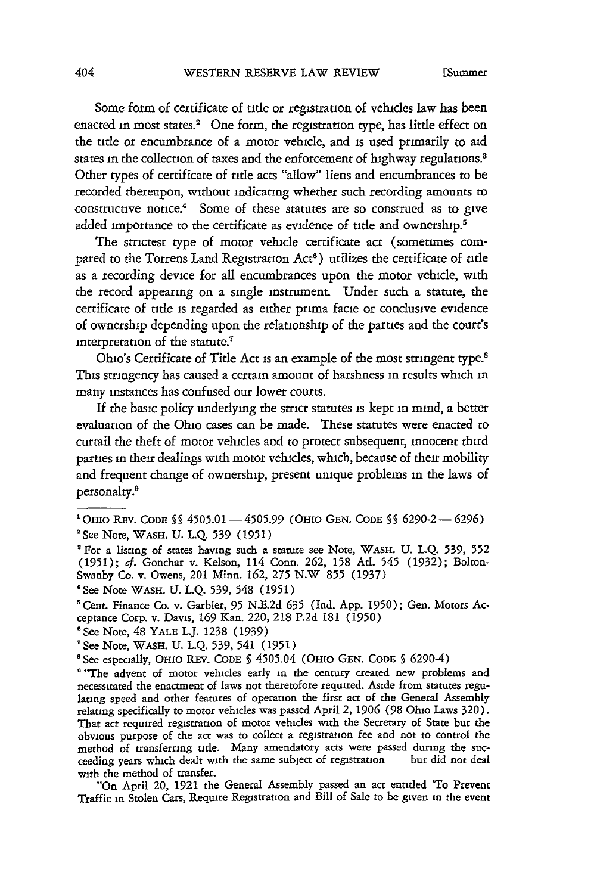Some form of certificate of title or registration of vehicles law has been enacted in most states.[2] One form, the registration type, has little effect on the title or encumbrance of a motor vehicle, and is used primarily to aid states in the collection of taxes and the enforcement of highway regulations.[3] Other types of certificate of title acts "allow" liens and encumbrances to be recorded thereupon, without indicating whether such recording amounts to constructive notice.[4] Some of these statutes are so construed as to give added importance to the certificate as evidence of title and ownership.[5]

The strictest type of motor vehicle certificate act (sometimes compared to the Torrens Land Registration Act[6]) utilizes the certificate of title as a recording device for all encumbrances upon the motor vehicle, with the record appearing on a single instrument. Under such a statute, the certificate of title is regarded as either prima facie or conclusive evidence of ownership depending upon the relationship of the parties and the court's interpretation of the statute.[7]

Ohio's Certificate of Title Act is an example of the most stringent type.[8] This stringency has caused a certain amount of harshness in results which in many instances has confused our lower courts.

If the basic policy underlying the strict statutes is kept in mind, a better evaluation of the Ohio cases can be made. These statutes were enacted to curtail the theft of motor vehicles and to protect subsequent, innocent third parties in their dealings with motor vehicles, which, because of their mobility and frequent change of ownership, present unique problems in the laws of personalty.[9]

---

[1] OHIO REV. CODE §§ 4505.01 — 4505.99 (OHIO GEN. CODE §§ 6290-2 — 6296)

[2] See Note, WASH. U. L.Q. 539 (1951)

[3] For a listing of states having such a statute see Note, WASH. U. L.Q. 539, 552 (1951); *cf.* Gonchar v. Kelson, 114 Conn. 262, 158 Atl. 545 (1932); Bolton-Swanby Co. v. Owens, 201 Minn. 162, 275 N.W 855 (1937)

[4] See Note WASH. U. L.Q. 539, 548 (1951)

[5] Cent. Finance Co. v. Garbler, 95 N.E.2d 635 (Ind. App. 1950); Gen. Motors Acceptance Corp. v. Davis, 169 Kan. 220, 218 P.2d 181 (1950)

[6] See Note, 48 YALE L.J. 1238 (1939)

[7] See Note, WASH. U. L.Q. 539, 541 (1951)

[8] See especially, OHIO REV. CODE § 4505.04 (OHIO GEN. CODE § 6290-4)

[9] "The advent of motor vehicles early in the century created new problems and necessitated the enactment of laws not theretofore required. Aside from statutes regulating speed and other features of operation the first act of the General Assembly relating specifically to motor vehicles was passed April 2, 1906 (98 Ohio Laws 320). That act required registration of motor vehicles with the Secretary of State but the obvious purpose of the act was to collect a registration fee and not to control the method of transferring title. Many amendatory acts were passed during the succeeding years which dealt with the same subject of registration but did not deal with the method of transfer.

"On April 20, 1921 the General Assembly passed an act entitled 'To Prevent Traffic in Stolen Cars, Require Registration and Bill of Sale to be given in the event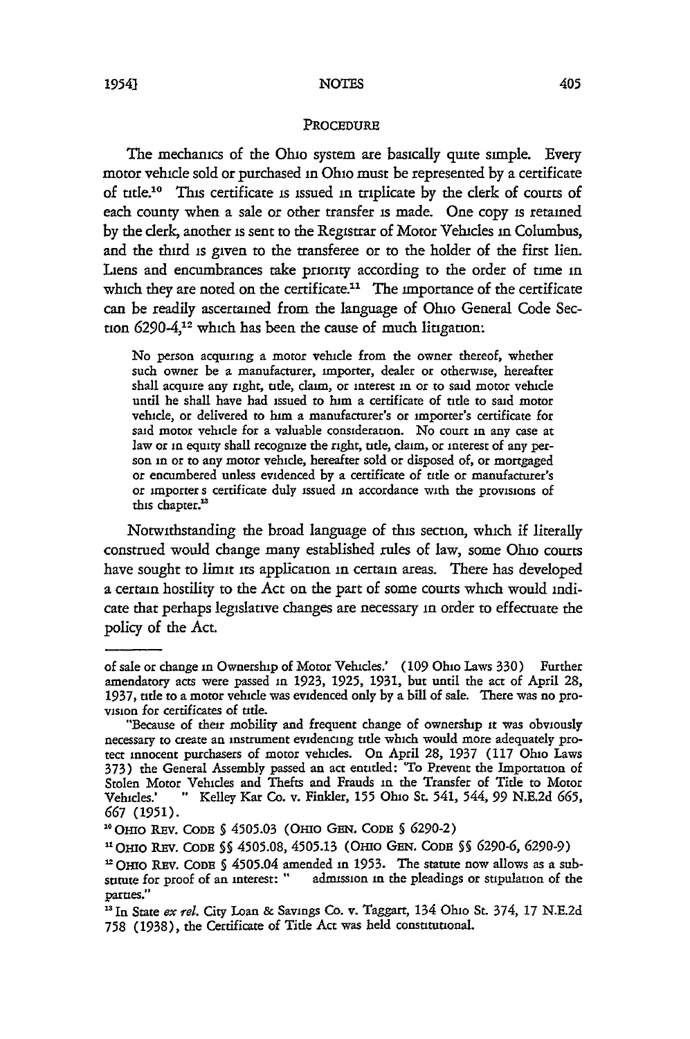## PROCEDURE

The mechanics of the Ohio system are basically quite simple. Every motor vehicle sold or purchased in Ohio must be represented by a certificate of title.[10] This certificate is issued in triplicate by the clerk of courts of each county when a sale or other transfer is made. One copy is retained by the clerk, another is sent to the Registrar of Motor Vehicles in Columbus, and the third is given to the transferee or to the holder of the first lien. Liens and encumbrances take priority according to the order of time in which they are noted on the certificate.[11] The importance of the certificate can be readily ascertained from the language of Ohio General Code Section 6290-4,[12] which has been the cause of much litigation:

> No person acquiring a motor vehicle from the owner thereof, whether such owner be a manufacturer, importer, dealer or otherwise, hereafter shall acquire any right, title, claim, or interest in or to said motor vehicle until he shall have had issued to him a certificate of title to said motor vehicle, or delivered to him a manufacturer's or importer's certificate for said motor vehicle for a valuable consideration. No court in any case at law or in equity shall recognize the right, title, claim, or interest of any person in or to any motor vehicle, hereafter sold or disposed of, or mortgaged or encumbered unless evidenced by a certificate of title or manufacturer's or importer's certificate duly issued in accordance with the provisions of this chapter.[13]

Notwithstanding the broad language of this section, which if literally construed would change many established rules of law, some Ohio courts have sought to limit its application in certain areas. There has developed a certain hostility to the Act on the part of some courts which would indicate that perhaps legislative changes are necessary in order to effectuate the policy of the Act.

---

of sale or change in Ownership of Motor Vehicles.' (109 Ohio Laws 330) Further amendatory acts were passed in 1923, 1925, 1931, but until the act of April 28, 1937, title to a motor vehicle was evidenced only by a bill of sale. There was no provision for certificates of title.

"Because of their mobility and frequent change of ownership it was obviously necessary to create an instrument evidencing title which would more adequately protect innocent purchasers of motor vehicles. On April 28, 1937 (117 Ohio Laws 373) the General Assembly passed an act entitled: 'To Prevent the Importation of Stolen Motor Vehicles and Thefts and Frauds in the Transfer of Title to Motor Vehicles.' " Kelley Kar Co. v. Finkler, 155 Ohio St. 541, 544, 99 N.E.2d 665, 667 (1951).

[10] OHIO REV. CODE § 4505.03 (OHIO GEN. CODE § 6290-2)

[11] OHIO REV. CODE §§ 4505.08, 4505.13 (OHIO GEN. CODE §§ 6290-6, 6290-9)

[12] OHIO REV. CODE § 4505.04 amended in 1953. The statute now allows as a substitute for proof of an interest: " admission in the pleadings or stipulation of the parties."

[13] In State *ex rel.* City Loan & Savings Co. v. Taggart, 134 Ohio St. 374, 17 N.E.2d 758 (1938), the Certificate of Title Act was held constitutional.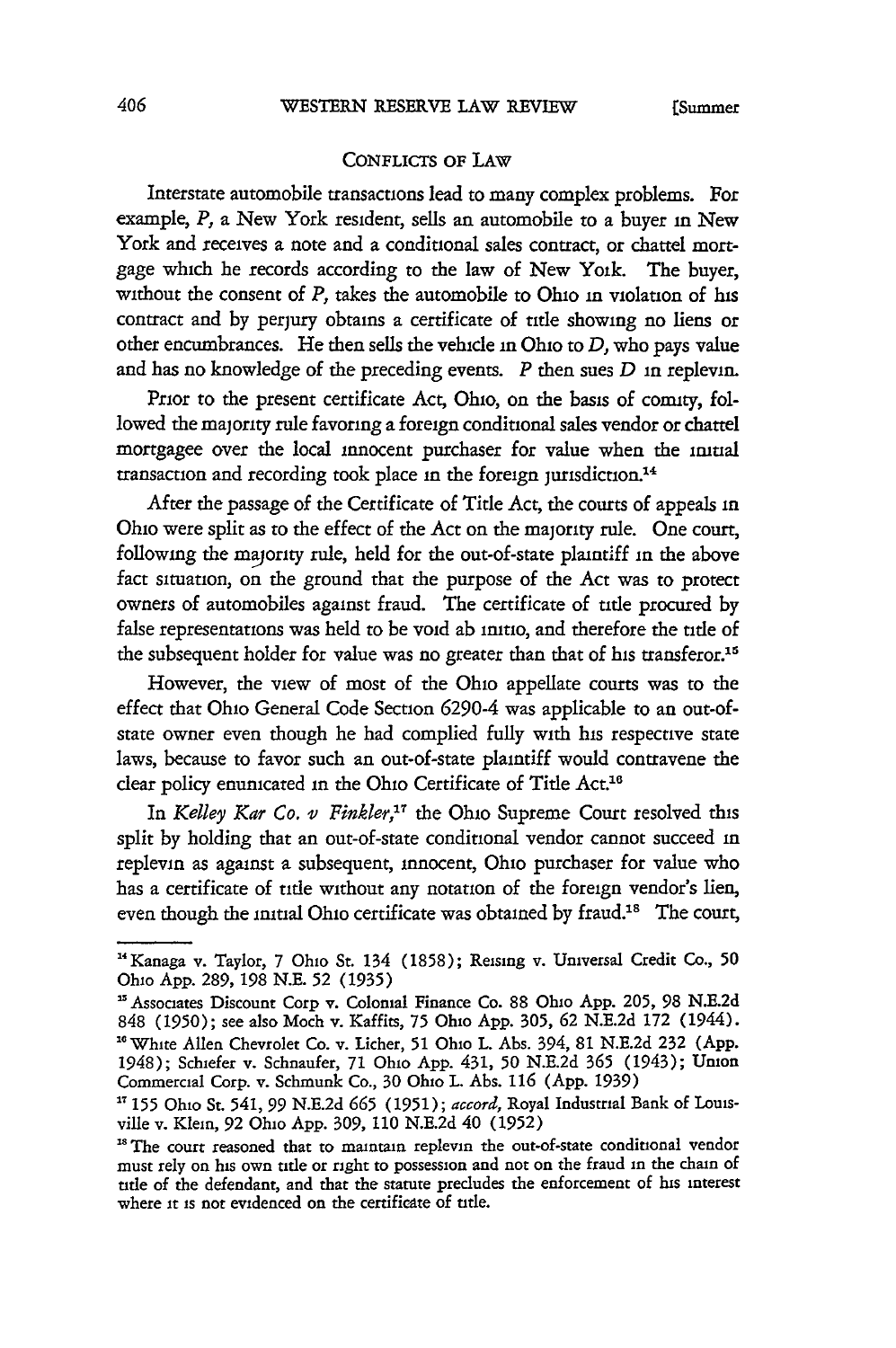## CONFLICTS OF LAW

Interstate automobile transactions lead to many complex problems. For example, *P*, a New York resident, sells an automobile to a buyer in New York and receives a note and a conditional sales contract, or chattel mortgage which he records according to the law of New York. The buyer, without the consent of *P*, takes the automobile to Ohio in violation of his contract and by perjury obtains a certificate of title showing no liens or other encumbrances. He then sells the vehicle in Ohio to *D*, who pays value and has no knowledge of the preceding events. *P* then sues *D* in replevin.

Prior to the present certificate Act, Ohio, on the basis of comity, followed the majority rule favoring a foreign conditional sales vendor or chattel mortgagee over the local innocent purchaser for value when the initial transaction and recording took place in the foreign jurisdiction.[14]

After the passage of the Certificate of Title Act, the courts of appeals in Ohio were split as to the effect of the Act on the majority rule. One court, following the majority rule, held for the out-of-state plaintiff in the above fact situation, on the ground that the purpose of the Act was to protect owners of automobiles against fraud. The certificate of title procured by false representations was held to be void ab initio, and therefore the title of the subsequent holder for value was no greater than that of his transferor.[15]

However, the view of most of the Ohio appellate courts was to the effect that Ohio General Code Section 6290-4 was applicable to an out-of-state owner even though he had complied fully with his respective state laws, because to favor such an out-of-state plaintiff would contravene the clear policy enunciated in the Ohio Certificate of Title Act.[16]

In *Kelley Kar Co. v Finkler*,[17] the Ohio Supreme Court resolved this split by holding that an out-of-state conditional vendor cannot succeed in replevin as against a subsequent, innocent, Ohio purchaser for value who has a certificate of title without any notation of the foreign vendor's lien, even though the initial Ohio certificate was obtained by fraud.[18] The court,

---

[14] Kanaga v. Taylor, 7 Ohio St. 134 (1858); Reising v. Universal Credit Co., 50 Ohio App. 289, 198 N.E. 52 (1935)

[15] Associates Discount Corp v. Colonial Finance Co. 88 Ohio App. 205, 98 N.E.2d 848 (1950); see also Moch v. Kaffits, 75 Ohio App. 305, 62 N.E.2d 172 (1944).

[16] White Allen Chevrolet Co. v. Licher, 51 Ohio L. Abs. 394, 81 N.E.2d 232 (App. 1948); Schiefer v. Schnaufer, 71 Ohio App. 431, 50 N.E.2d 365 (1943); Union Commercial Corp. v. Schmunk Co., 30 Ohio L. Abs. 116 (App. 1939)

[17] 155 Ohio St. 541, 99 N.E.2d 665 (1951); *accord*, Royal Industrial Bank of Louisville v. Klein, 92 Ohio App. 309, 110 N.E.2d 40 (1952)

[18] The court reasoned that to maintain replevin the out-of-state conditional vendor must rely on his own title or right to possession and not on the fraud in the chain of title of the defendant, and that the statute precludes the enforcement of his interest where it is not evidenced on the certificate of title.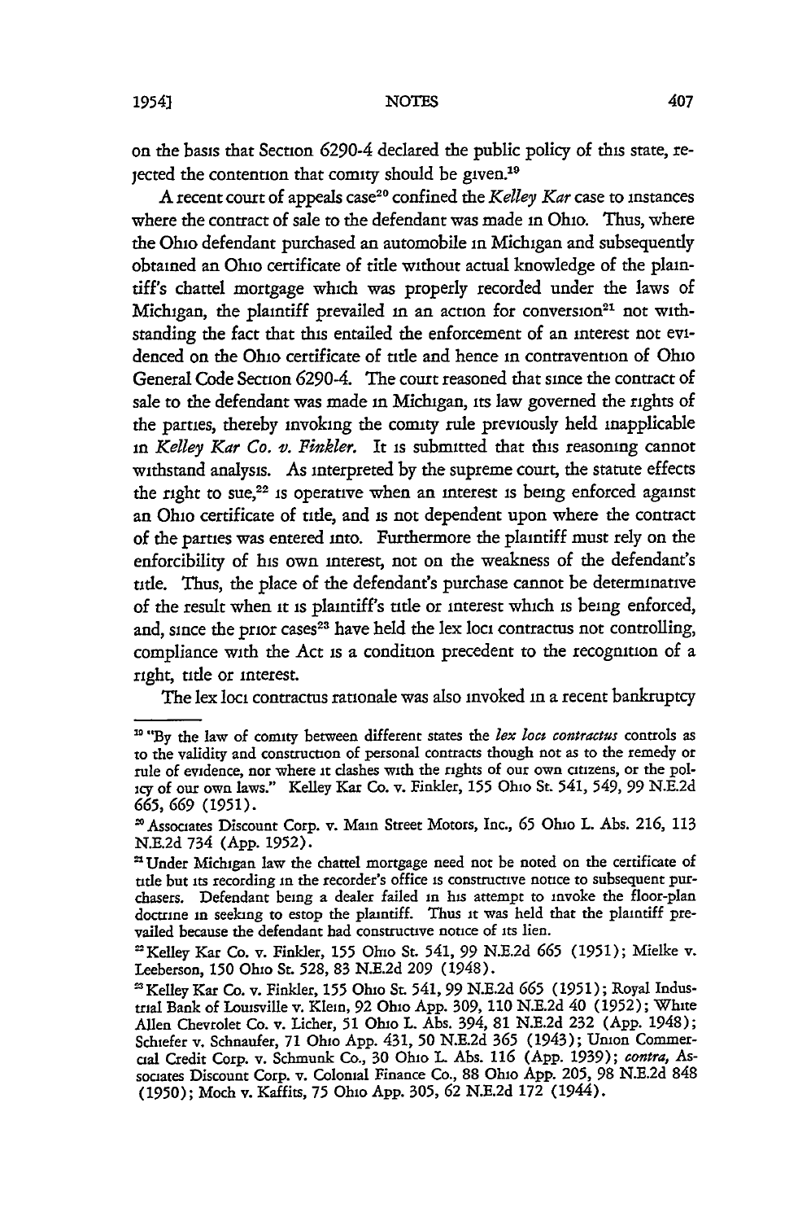on the basis that Section 6290-4 declared the public policy of this state, rejected the contention that comity should be given.[19]

A recent court of appeals case[20] confined the *Kelley Kar* case to instances where the contract of sale to the defendant was made in Ohio. Thus, where the Ohio defendant purchased an automobile in Michigan and subsequently obtained an Ohio certificate of title without actual knowledge of the plaintiff's chattel mortgage which was properly recorded under the laws of Michigan, the plaintiff prevailed in an action for conversion[21] not withstanding the fact that this entailed the enforcement of an interest not evidenced on the Ohio certificate of title and hence in contravention of Ohio General Code Section 6290-4. The court reasoned that since the contract of sale to the defendant was made in Michigan, its law governed the rights of the parties, thereby invoking the comity rule previously held inapplicable in *Kelley Kar Co. v. Finkler.* It is submitted that this reasoning cannot withstand analysis. As interpreted by the supreme court, the statute effects the right to sue,[22] is operative when an interest is being enforced against an Ohio certificate of title, and is not dependent upon where the contract of the parties was entered into. Furthermore the plaintiff must rely on the enforcibility of his own interest, not on the weakness of the defendant's title. Thus, the place of the defendant's purchase cannot be determinative of the result when it is plaintiff's title or interest which is being enforced, and, since the prior cases[23] have held the lex loci contractus not controlling, compliance with the Act is a condition precedent to the recognition of a right, title or interest.

The lex loci contractus rationale was also invoked in a recent bankruptcy

---

[19] "By the law of comity between different states the *lex loci contractus* controls as to the validity and construction of personal contracts though not as to the remedy or rule of evidence, nor where it clashes with the rights of our own citizens, or the policy of our own laws." Kelley Kar Co. v. Finkler, 155 Ohio St. 541, 549, 99 N.E.2d 665, 669 (1951).

[20] Associates Discount Corp. v. Main Street Motors, Inc., 65 Ohio L. Abs. 216, 113 N.E.2d 734 (App. 1952).

[21] Under Michigan law the chattel mortgage need not be noted on the certificate of title but its recording in the recorder's office is constructive notice to subsequent purchasers. Defendant being a dealer failed in his attempt to invoke the floor-plan doctrine in seeking to estop the plaintiff. Thus it was held that the plaintiff prevailed because the defendant had constructive notice of its lien.

[22] Kelley Kar Co. v. Finkler, 155 Ohio St. 541, 99 N.E.2d 665 (1951); Mielke v. Leeberson, 150 Ohio St. 528, 83 N.E.2d 209 (1948).

[23] Kelley Kar Co. v. Finkler, 155 Ohio St. 541, 99 N.E.2d 665 (1951); Royal Industrial Bank of Louisville v. Klein, 92 Ohio App. 309, 110 N.E.2d 40 (1952); White Allen Chevrolet Co. v. Licher, 51 Ohio L. Abs. 394, 81 N.E.2d 232 (App. 1948); Schiefer v. Schnaufer, 71 Ohio App. 431, 50 N.E.2d 365 (1943); Union Commercial Credit Corp. v. Schmunk Co., 30 Ohio L. Abs. 116 (App. 1939); *contra,* Associates Discount Corp. v. Colonial Finance Co., 88 Ohio App. 205, 98 N.E.2d 848 (1950); Moch v. Kaffits, 75 Ohio App. 305, 62 N.E.2d 172 (1944).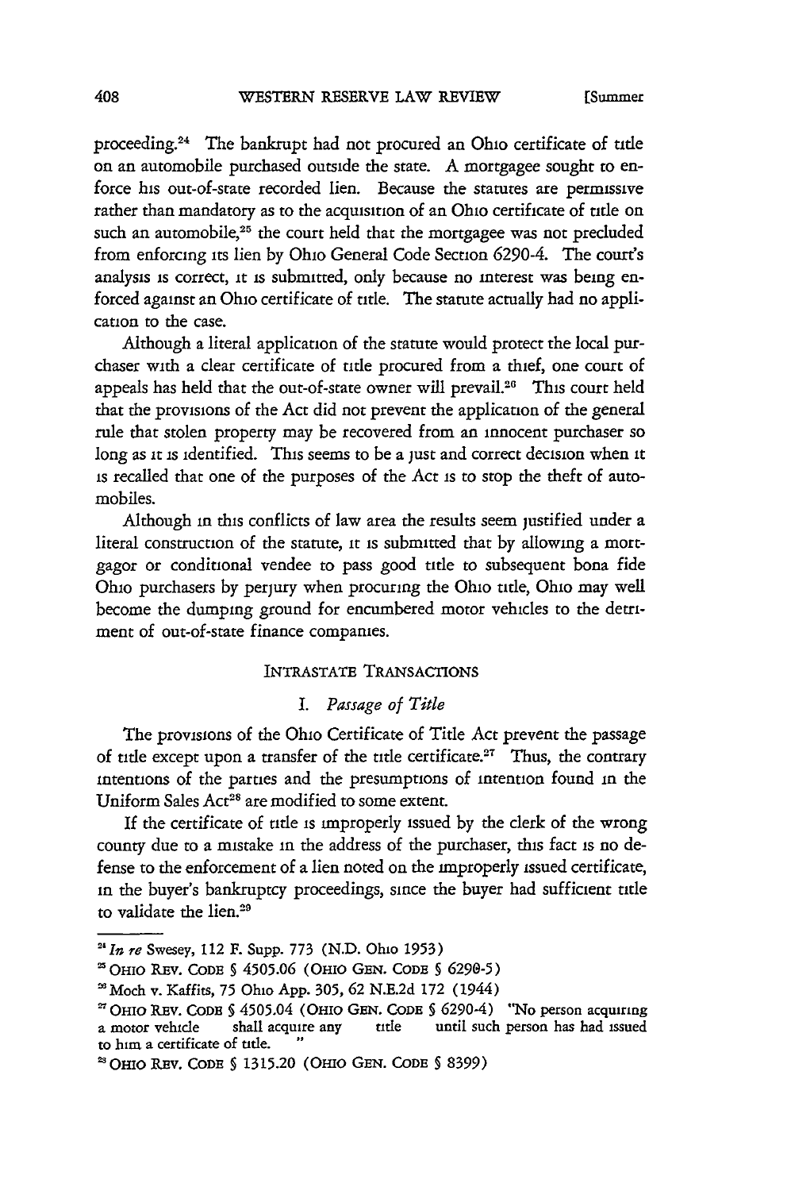proceeding.[24] The bankrupt had not procured an Ohio certificate of title on an automobile purchased outside the state. A mortgagee sought to enforce his out-of-state recorded lien. Because the statutes are permissive rather than mandatory as to the acquisition of an Ohio certificate of title on such an automobile,[25] the court held that the mortgagee was not precluded from enforcing its lien by Ohio General Code Section 6290-4. The court's analysis is correct, it is submitted, only because no interest was being enforced against an Ohio certificate of title. The statute actually had no application to the case.

Although a literal application of the statute would protect the local purchaser with a clear certificate of title procured from a thief, one court of appeals has held that the out-of-state owner will prevail.[26] This court held that the provisions of the Act did not prevent the application of the general rule that stolen property may be recovered from an innocent purchaser so long as it is identified. This seems to be a just and correct decision when it is recalled that one of the purposes of the Act is to stop the theft of automobiles.

Although in this conflicts of law area the results seem justified under a literal construction of the statute, it is submitted that by allowing a mortgagor or conditional vendee to pass good title to subsequent bona fide Ohio purchasers by perjury when procuring the Ohio title, Ohio may well become the dumping ground for encumbered motor vehicles to the detriment of out-of-state finance companies.

## INTRASTATE TRANSACTIONS

### I. *Passage of Title*

The provisions of the Ohio Certificate of Title Act prevent the passage of title except upon a transfer of the title certificate.[27] Thus, the contrary intentions of the parties and the presumptions of intention found in the Uniform Sales Act[28] are modified to some extent.

If the certificate of title is improperly issued by the clerk of the wrong county due to a mistake in the address of the purchaser, this fact is no defense to the enforcement of a lien noted on the improperly issued certificate, in the buyer's bankruptcy proceedings, since the buyer had sufficient title to validate the lien.[29]

---

[24] *In re* Swesey, 112 F. Supp. 773 (N.D. Ohio 1953)

[25] OHIO REV. CODE § 4505.06 (OHIO GEN. CODE § 6290-5)

[26] Moch v. Kaffits, 75 Ohio App. 305, 62 N.E.2d 172 (1944)

[27] OHIO REV. CODE § 4505.04 (OHIO GEN. CODE § 6290-4) "No person acquiring a motor vehicle shall acquire any title until such person has had issued to him a certificate of title. "

[28] OHIO REV. CODE § 1315.20 (OHIO GEN. CODE § 8399)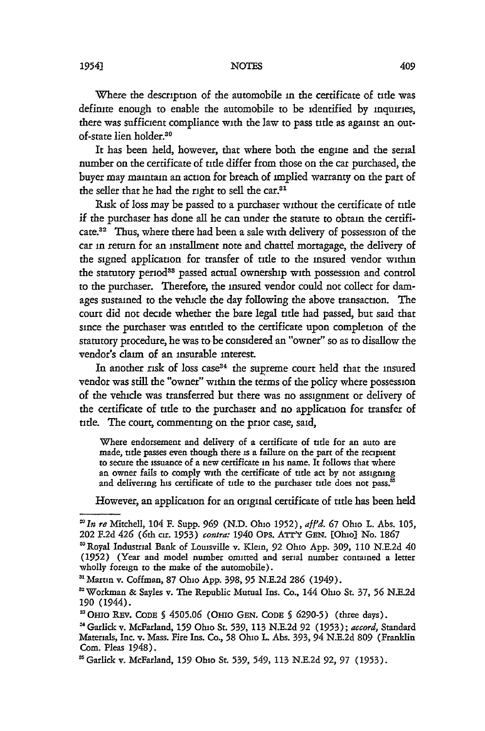Where the description of the automobile in the certificate of title was definite enough to enable the automobile to be identified by inquiries, there was sufficient compliance with the law to pass title as against an out-of-state lien holder.[30]

It has been held, however, that where both the engine and the serial number on the certificate of title differ from those on the car purchased, the buyer may maintain an action for breach of implied warranty on the part of the seller that he had the right to sell the car.[31]

Risk of loss may be passed to a purchaser without the certificate of title if the purchaser has done all he can under the statute to obtain the certificate.[32] Thus, where there had been a sale with delivery of possession of the car in return for an installment note and chattel mortagage, the delivery of the signed application for transfer of title to the insured vendor within the statutory period[33] passed actual ownership with possession and control to the purchaser. Therefore, the insured vendor could not collect for damages sustained to the vehicle the day following the above transaction. The court did not decide whether the bare legal title had passed, but said that since the purchaser was entitled to the certificate upon completion of the statutory procedure, he was to be considered an "owner" so as to disallow the vendor's claim of an insurable interest.

In another risk of loss case[34] the supreme court held that the insured vendor was still the "owner" within the terms of the policy where possession of the vehicle was transferred but there was no assignment or delivery of the certificate of title to the purchaser and no application for transfer of title. The court, commenting on the prior case, said,

> Where endorsement and delivery of a certificate of title for an auto are made, title passes even though there is a failure on the part of the recipient to secure the issuance of a new certificate in his name. It follows that where an owner fails to comply with the certificate of title act by not assigning and delivering his certificate of title to the purchaser title does not pass.[35]

However, an application for an original certificate of title has been held

---

[29] *In re* Mitchell, 104 F. Supp. 969 (N.D. Ohio 1952), *aff'd.* 67 Ohio L. Abs. 105, 202 F.2d 426 (6th cir. 1953) *contra:* 1940 OPS. ATT'Y GEN. [Ohio] No. 1867

[30] Royal Industrial Bank of Louisville v. Klein, 92 Ohio App. 309, 110 N.E.2d 40 (1952) (Year and model number omitted and serial number contained a letter wholly foreign to the make of the automobile).

[31] Martin v. Coffman, 87 Ohio App. 398, 95 N.E.2d 286 (1949).

[32] Workman & Sayles v. The Republic Mutual Ins. Co., 144 Ohio St. 37, 56 N.E.2d 190 (1944).

[33] OHIO REV. CODE § 4505.06 (OHIO GEN. CODE § 6290-5) (three days).

[34] Garlick v. McFarland, 159 Ohio St. 539, 113 N.E.2d 92 (1953); *accord,* Standard Materials, Inc. v. Mass. Fire Ins. Co., 58 Ohio L. Abs. 393, 94 N.E.2d 809 (Franklin Com. Pleas 1948).

[35] Garlick v. McFarland, 159 Ohio St. 539, 549, 113 N.E.2d 92, 97 (1953).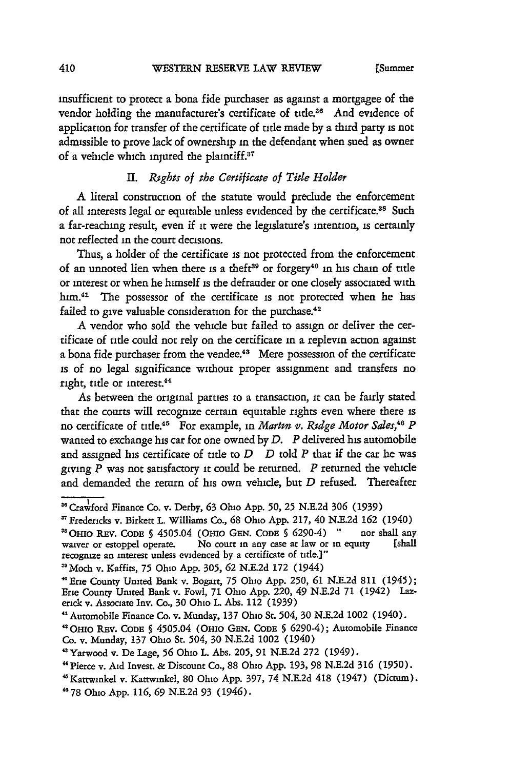insufficient to protect a bona fide purchaser as against a mortgagee of the vendor holding the manufacturer's certificate of title.[36] And evidence of application for transfer of the certificate of title made by a third party is not admissible to prove lack of ownership in the defendant when sued as owner of a vehicle which injured the plaintiff.[37]

## II. *Rights of the Certificate of Title Holder*

A literal construction of the statute would preclude the enforcement of all interests legal or equitable unless evidenced by the certificate.[38] Such a far-reaching result, even if it were the legislature's intention, is certainly not reflected in the court decisions.

Thus, a holder of the certificate is not protected from the enforcement of an unnoted lien when there is a theft[39] or forgery[40] in his chain of title or interest or when he himself is the defrauder or one closely associated with him.[41] The possessor of the certificate is not protected when he has failed to give valuable consideration for the purchase.[42]

A vendor who sold the vehicle but failed to assign or deliver the certificate of title could not rely on the certificate in a replevin action against a bona fide purchaser from the vendee.[43] Mere possession of the certificate is of no legal significance without proper assignment and transfers no right, title or interest.[44]

As between the original parties to a transaction, it can be fairly stated that the courts will recognize certain equitable rights even where there is no certificate of title.[45] For example, in *Martin v. Ridge Motor Sales*,[46] *P* wanted to exchange his car for one owned by *D*. *P* delivered his automobile and assigned his certificate of title to *D* *D* told *P* that if the car he was giving *P* was not satisfactory it could be returned. *P* returned the vehicle and demanded the return of his own vehicle, but *D* refused. Thereafter

---

[36] Crawford Finance Co. v. Derby, 63 Ohio App. 50, 25 N.E.2d 306 (1939)

[37] Fredericks v. Birkett L. Williams Co., 68 Ohio App. 217, 40 N.E.2d 162 (1940)

[38] OHIO REV. CODE § 4505.04 (OHIO GEN. CODE § 6290-4) " nor shall any waiver or estoppel operate. No court in any case at law or in equity [shall recognize an interest unless evidenced by a certificate of title.]"

[39] Moch v. Kaffits, 75 Ohio App. 305, 62 N.E.2d 172 (1944)

[40] Erie County United Bank v. Bogart, 75 Ohio App. 250, 61 N.E.2d 811 (1945); Erie County United Bank v. Fowl, 71 Ohio App. 220, 49 N.E.2d 71 (1942) Lazerick v. Associate Inv. Co., 30 Ohio L. Abs. 112 (1939)

[41] Automobile Finance Co. v. Munday, 137 Ohio St. 504, 30 N.E.2d 1002 (1940).

[42] OHIO REV. CODE § 4505.04 (OHIO GEN. CODE § 6290-4); Automobile Finance Co. v. Munday, 137 Ohio St. 504, 30 N.E.2d 1002 (1940)

[43] Yarwood v. De Lage, 56 Ohio L. Abs. 205, 91 N.E.2d 272 (1949).

[44] Pierce v. Aid Invest. & Discount Co., 88 Ohio App. 193, 98 N.E.2d 316 (1950).

[45] Kattwinkel v. Kattwinkel, 80 Ohio App. 397, 74 N.E.2d 418 (1947) (Dictum).

[46] 78 Ohio App. 116, 69 N.E.2d 93 (1946).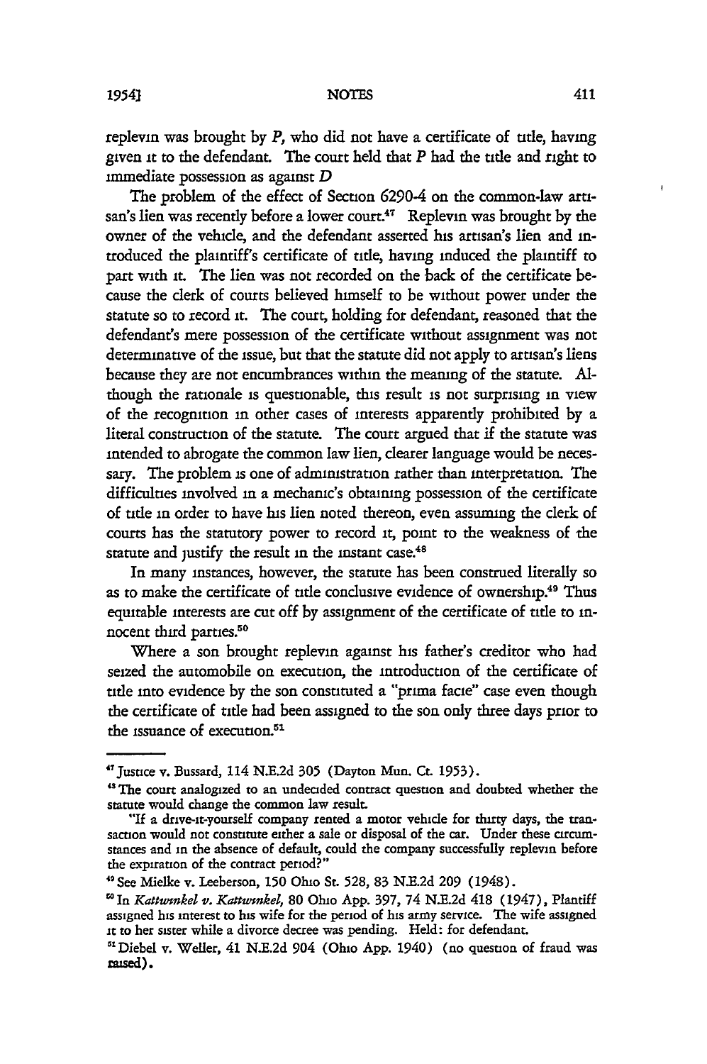replevin was brought by *P*, who did not have a certificate of title, having given it to the defendant. The court held that *P* had the title and right to immediate possession as against *D*

The problem of the effect of Section 6290-4 on the common-law artisan's lien was recently before a lower court.[47] Replevin was brought by the owner of the vehicle, and the defendant asserted his artisan's lien and introduced the plaintiff's certificate of title, having induced the plaintiff to part with it. The lien was not recorded on the back of the certificate because the clerk of courts believed himself to be without power under the statute so to record it. The court, holding for defendant, reasoned that the defendant's mere possession of the certificate without assignment was not determinative of the issue, but that the statute did not apply to artisan's liens because they are not encumbrances within the meaning of the statute. Although the rationale is questionable, this result is not surprising in view of the recognition in other cases of interests apparently prohibited by a literal construction of the statute. The court argued that if the statute was intended to abrogate the common law lien, clearer language would be necessary. The problem is one of administration rather than interpretation. The difficulties involved in a mechanic's obtaining possession of the certificate of title in order to have his lien noted thereon, even assuming the clerk of courts has the statutory power to record it, point to the weakness of the statute and justify the result in the instant case.[48]

In many instances, however, the statute has been construed literally so as to make the certificate of title conclusive evidence of ownership.[49] Thus equitable interests are cut off by assignment of the certificate of title to innocent third parties.[50]

Where a son brought replevin against his father's creditor who had seized the automobile on execution, the introduction of the certificate of title into evidence by the son constituted a "prima facie" case even though the certificate of title had been assigned to the son only three days prior to the issuance of execution.[51]

---

[47] Justice v. Bussard, 114 N.E.2d 305 (Dayton Mun. Ct. 1953).

[48] The court analogized to an undecided contract question and doubted whether the statute would change the common law result.

"If a drive-it-yourself company rented a motor vehicle for thirty days, the transaction would not constitute either a sale or disposal of the car. Under these circumstances and in the absence of default, could the company successfully replevin before the expiration of the contract period?"

[49] See Mielke v. Leeberson, 150 Ohio St. 528, 83 N.E.2d 209 (1948).

[50] In *Kattwinkel v. Kattwinkel*, 80 Ohio App. 397, 74 N.E.2d 418 (1947), Plantiff assigned his interest to his wife for the period of his army service. The wife assigned it to her sister while a divorce decree was pending. Held: for defendant.

[51] Diebel v. Weller, 41 N.E.2d 904 (Ohio App. 1940) (no question of fraud was raised).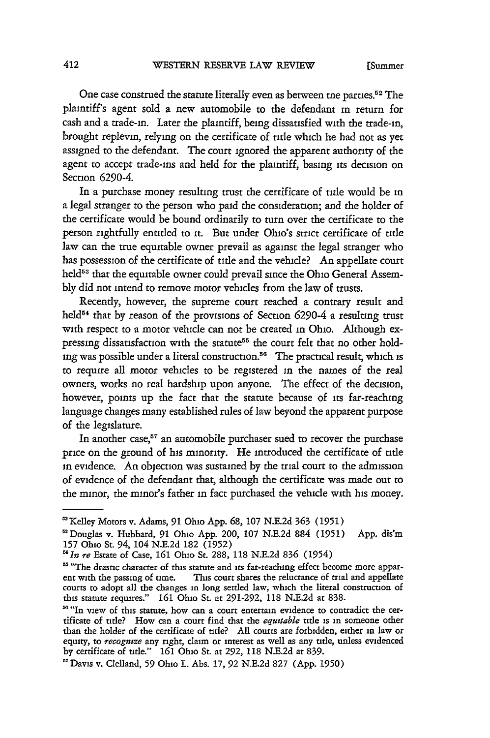One case construed the statute literally even as between the parties.[52] The plaintiff's agent sold a new automobile to the defendant in return for cash and a trade-in. Later the plaintiff, being dissatisfied with the trade-in, brought replevin, relying on the certificate of title which he had not as yet assigned to the defendant. The court ignored the apparent authority of the agent to accept trade-ins and held for the plaintiff, basing its decision on Section 6290-4.

In a purchase money resulting trust the certificate of title would be in a legal stranger to the person who paid the consideration; and the holder of the certificate would be bound ordinarily to turn over the certificate to the person rightfully entitled to it. But under Ohio's strict certificate of title law can the true equitable owner prevail as against the legal stranger who has possession of the certificate of title and the vehicle? An appellate court held[53] that the equitable owner could prevail since the Ohio General Assembly did not intend to remove motor vehicles from the law of trusts.

Recently, however, the supreme court reached a contrary result and held[54] that by reason of the provisions of Section 6290-4 a resulting trust with respect to a motor vehicle can not be created in Ohio. Although expressing dissatisfaction with the statute[55] the court felt that no other holding was possible under a literal construction.[56] The practical result, which is to require all motor vehicles to be registered in the names of the real owners, works no real hardship upon anyone. The effect of the decision, however, points up the fact that the statute because of its far-reaching language changes many established rules of law beyond the apparent purpose of the legislature.

In another case,[57] an automobile purchaser sued to recover the purchase price on the ground of his minority. He introduced the certificate of title in evidence. An objection was sustained by the trial court to the admission of evidence of the defendant that, although the certificate was made out to the minor, the minor's father in fact purchased the vehicle with his money.

---

[52] Kelley Motors v. Adams, 91 Ohio App. 68, 107 N.E.2d 363 (1951)

[53] Douglas v. Hubbard, 91 Ohio App. 200, 107 N.E.2d 884 (1951) App. dis'm 157 Ohio St. 94, 104 N.E.2d 182 (1952)

[54] *In re* Estate of Case, 161 Ohio St. 288, 118 N.E.2d 836 (1954)

[55] "The drastic character of this statute and its far-reaching effect become more apparent with the passing of time. This court shares the reluctance of trial and appellate courts to adopt all the changes in long settled law, which the literal construction of this statute requires." 161 Ohio St. at 291-292, 118 N.E.2d at 838.

[56] "In view of this statute, how can a court entertain evidence to contradict the certificate of title? How can a court find that the *equitable* title is in someone other than the holder of the certificate of title? All courts are forbidden, either in law or equity, to *recognize* any right, claim or interest as well as any title, unless evidenced by certificate of title." 161 Ohio St. at 292, 118 N.E.2d at 839.

[57] Davis v. Clelland, 59 Ohio L. Abs. 17, 92 N.E.2d 827 (App. 1950)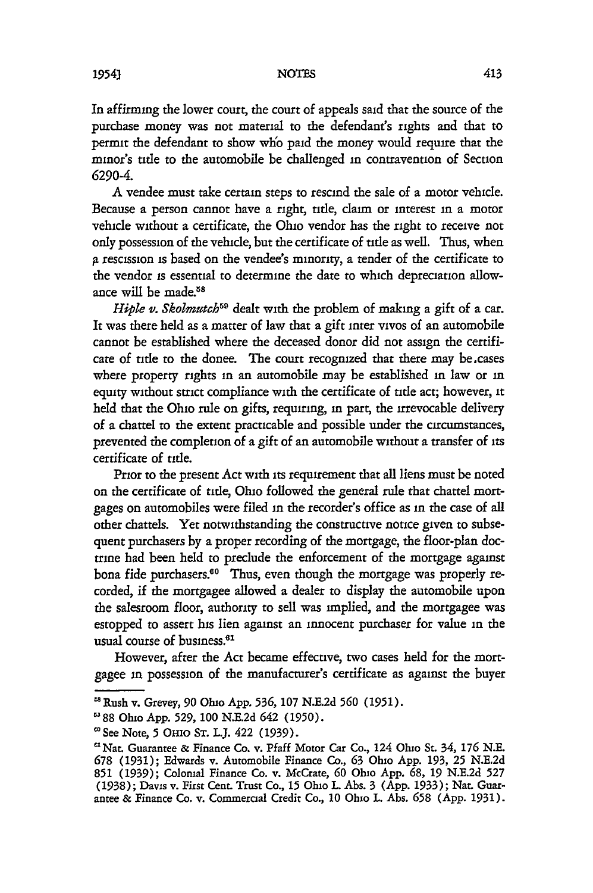In affirming the lower court, the court of appeals said that the source of the purchase money was not material to the defendant's rights and that to permit the defendant to show who paid the money would require that the minor's title to the automobile be challenged in contravention of Section 6290-4.

A vendee must take certain steps to rescind the sale of a motor vehicle. Because a person cannot have a right, title, claim or interest in a motor vehicle without a certificate, the Ohio vendor has the right to receive not only possession of the vehicle, but the certificate of title as well. Thus, when a rescission is based on the vendee's minority, a tender of the certificate to the vendor is essential to determine the date to which depreciation allowance will be made.[58]

*Hiple v. Skolmutch*[59] dealt with the problem of making a gift of a car. It was there held as a matter of law that a gift inter vivos of an automobile cannot be established where the deceased donor did not assign the certificate of title to the donee. The court recognized that there may be cases where property rights in an automobile may be established in law or in equity without strict compliance with the certificate of title act; however, it held that the Ohio rule on gifts, requiring, in part, the irrevocable delivery of a chattel to the extent practicable and possible under the circumstances, prevented the completion of a gift of an automobile without a transfer of its certificate of title.

Prior to the present Act with its requirement that all liens must be noted on the certificate of title, Ohio followed the general rule that chattel mortgages on automobiles were filed in the recorder's office as in the case of all other chattels. Yet notwithstanding the constructive notice given to subsequent purchasers by a proper recording of the mortgage, the floor-plan doctrine had been held to preclude the enforcement of the mortgage against bona fide purchasers.[60] Thus, even though the mortgage was properly recorded, if the mortgagee allowed a dealer to display the automobile upon the salesroom floor, authority to sell was implied, and the mortgagee was estopped to assert his lien against an innocent purchaser for value in the usual course of business.[61]

However, after the Act became effective, two cases held for the mortgagee in possession of the manufacturer's certificate as against the buyer

---

[58] Rush v. Grevey, 90 Ohio App. 536, 107 N.E.2d 560 (1951).

[59] 88 Ohio App. 529, 100 N.E.2d 642 (1950).

[60] See Note, 5 OHIO ST. L.J. 422 (1939).

[61] Nat. Guarantee & Finance Co. v. Pfaff Motor Car Co., 124 Ohio St. 34, 176 N.E. 678 (1931); Edwards v. Automobile Finance Co., 63 Ohio App. 193, 25 N.E.2d 851 (1939); Colonial Finance Co. v. McCrate, 60 Ohio App. 68, 19 N.E.2d 527 (1938); Davis v. First Cent. Trust Co., 15 Ohio L. Abs. 3 (App. 1933); Nat. Guarantee & Finance Co. v. Commercial Credit Co., 10 Ohio L. Abs. 658 (App. 1931).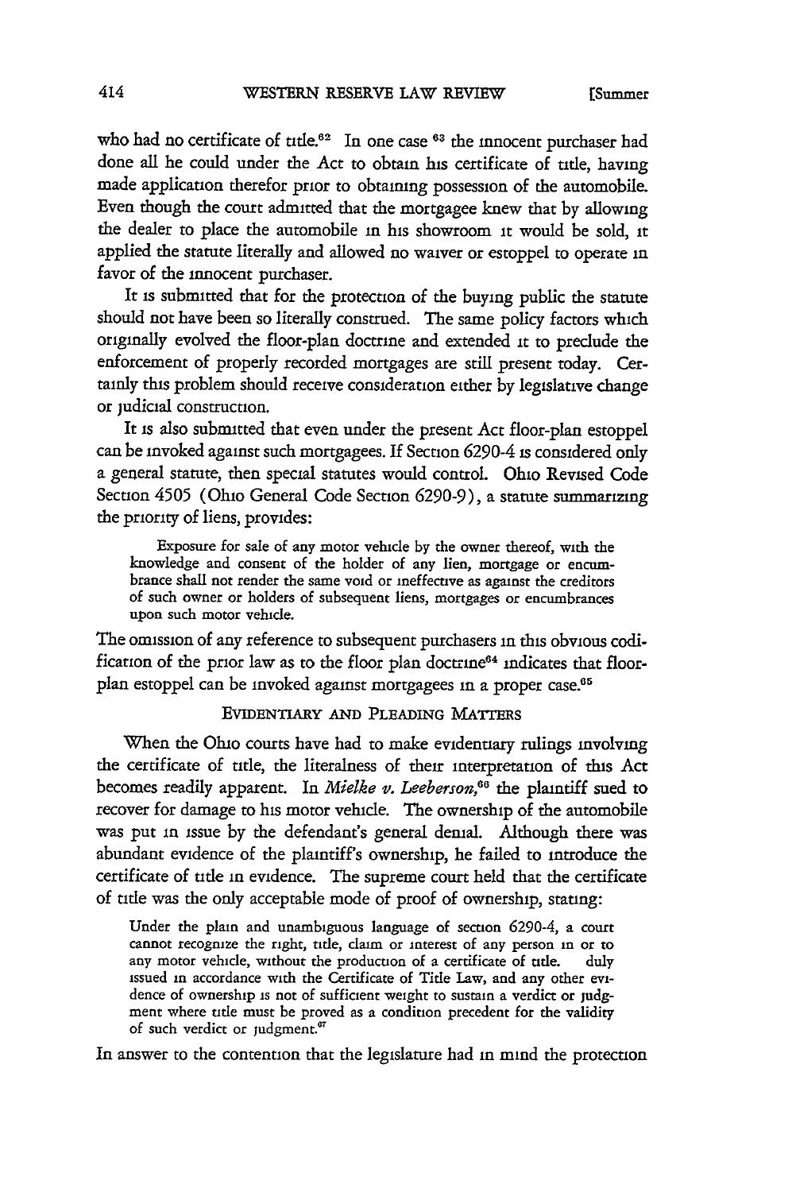who had no certificate of title.[62] In one case [63] the innocent purchaser had done all he could under the Act to obtain his certificate of title, having made application therefor prior to obtaining possession of the automobile. Even though the court admitted that the mortgagee knew that by allowing the dealer to place the automobile in his showroom it would be sold, it applied the statute literally and allowed no waiver or estoppel to operate in favor of the innocent purchaser.

It is submitted that for the protection of the buying public the statute should not have been so literally construed. The same policy factors which originally evolved the floor-plan doctrine and extended it to preclude the enforcement of properly recorded mortgages are still present today. Certainly this problem should receive consideration either by legislative change or judicial construction.

It is also submitted that even under the present Act floor-plan estoppel can be invoked against such mortgagees. If Section 6290-4 is considered only a general statute, then special statutes would control. Ohio Revised Code Section 4505 (Ohio General Code Section 6290-9), a statute summarizing the priority of liens, provides:

> Exposure for sale of any motor vehicle by the owner thereof, with the knowledge and consent of the holder of any lien, mortgage or encumbrance shall not render the same void or ineffective as against the creditors of such owner or holders of subsequent liens, mortgages or encumbrances upon such motor vehicle.

The omission of any reference to subsequent purchasers in this obvious codification of the prior law as to the floor plan doctrine[64] indicates that floor-plan estoppel can be invoked against mortgagees in a proper case.[65]

## EVIDENTIARY AND PLEADING MATTERS

When the Ohio courts have had to make evidentiary rulings involving the certificate of title, the literalness of their interpretation of this Act becomes readily apparent. In *Mielke v. Leeberson*,[66] the plaintiff sued to recover for damage to his motor vehicle. The ownership of the automobile was put in issue by the defendant's general denial. Although there was abundant evidence of the plaintiff's ownership, he failed to introduce the certificate of title in evidence. The supreme court held that the certificate of title was the only acceptable mode of proof of ownership, stating:

> Under the plain and unambiguous language of section 6290-4, a court cannot recognize the right, title, claim or interest of any person in or to any motor vehicle, without the production of a certificate of title. duly issued in accordance with the Certificate of Title Law, and any other evidence of ownership is not of sufficient weight to sustain a verdict or judgment where title must be proved as a condition precedent for the validity of such verdict or judgment.[67]

In answer to the contention that the legislature had in mind the protection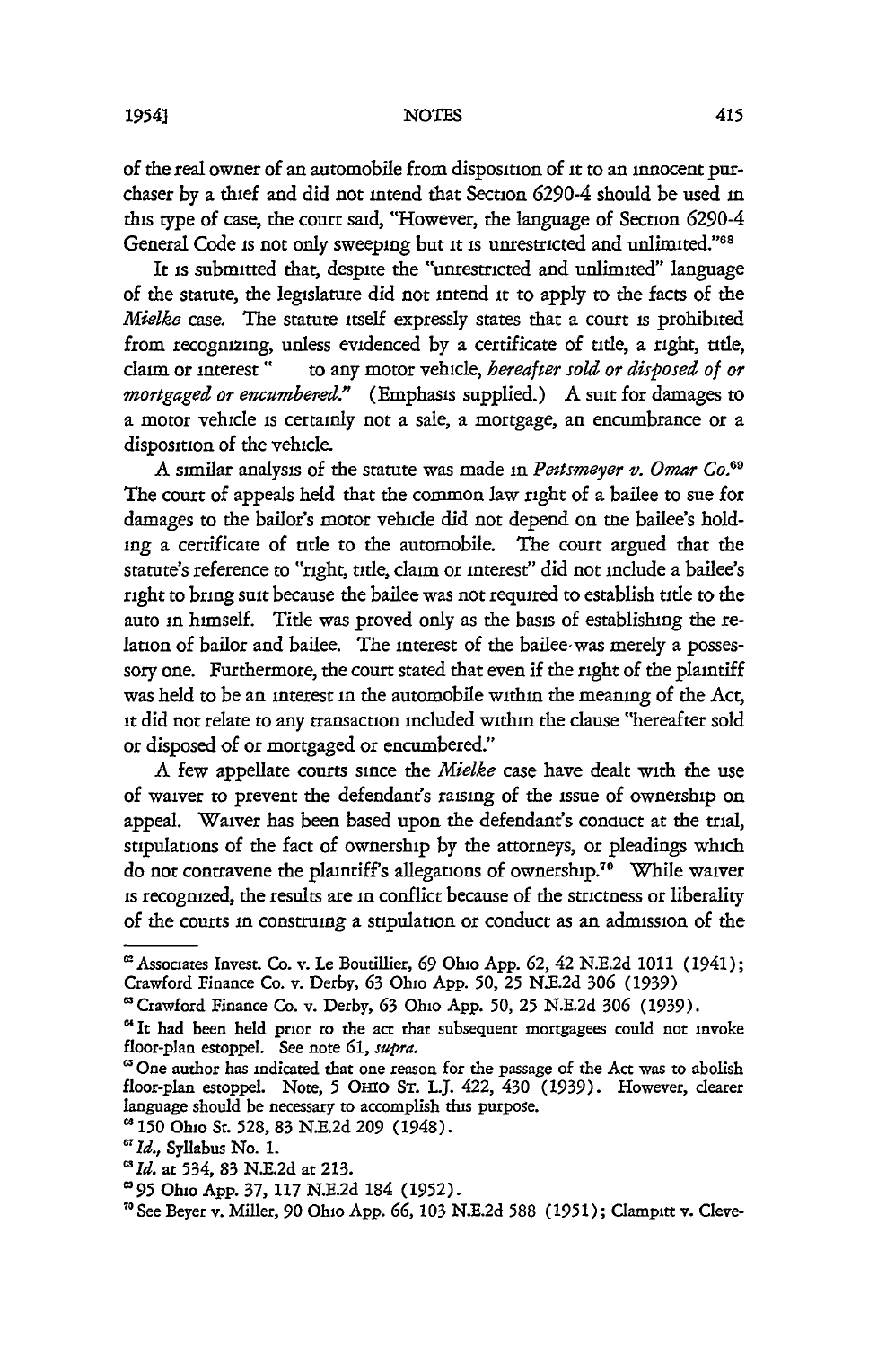of the real owner of an automobile from disposition of it to an innocent purchaser by a thief and did not intend that Section 6290-4 should be used in this type of case, the court said, "However, the language of Section 6290-4 General Code is not only sweeping but it is unrestricted and unlimited."[68]

It is submitted that, despite the "unrestricted and unlimited" language of the statute, the legislature did not intend it to apply to the facts of the *Mielke* case. The statute itself expressly states that a court is prohibited from recognizing, unless evidenced by a certificate of title, a right, title, claim or interest " to any motor vehicle, *hereafter sold or disposed of or mortgaged or encumbered."* (Emphasis supplied.) A suit for damages to a motor vehicle is certainly not a sale, a mortgage, an encumbrance or a disposition of the vehicle.

A similar analysis of the statute was made in *Peitsmeyer v. Omar Co.*[69] The court of appeals held that the common law right of a bailee to sue for damages to the bailor's motor vehicle did not depend on the bailee's holding a certificate of title to the automobile. The court argued that the statute's reference to "right, title, claim or interest" did not include a bailee's right to bring suit because the bailee was not required to establish title to the auto in himself. Title was proved only as the basis of establishing the relation of bailor and bailee. The interest of the bailee was merely a possessory one. Furthermore, the court stated that even if the right of the plaintiff was held to be an interest in the automobile within the meaning of the Act, it did not relate to any transaction included within the clause "hereafter sold or disposed of or mortgaged or encumbered."

A few appellate courts since the *Mielke* case have dealt with the use of waiver to prevent the defendant's raising of the issue of ownership on appeal. Waiver has been based upon the defendant's conduct at the trial, stipulations of the fact of ownership by the attorneys, or pleadings which do not contravene the plaintiff's allegations of ownership.[70] While waiver is recognized, the results are in conflict because of the strictness or liberality of the courts in construing a stipulation or conduct as an admission of the

---

[62] Associates Invest. Co. v. Le Boutillier, 69 Ohio App. 62, 42 N.E.2d 1011 (1941); Crawford Finance Co. v. Derby, 63 Ohio App. 50, 25 N.E.2d 306 (1939)

[63] Crawford Finance Co. v. Derby, 63 Ohio App. 50, 25 N.E.2d 306 (1939).

[64] It had been held prior to the act that subsequent mortgagees could not invoke floor-plan estoppel. See note 61, *supra.*

[65] One author has indicated that one reason for the passage of the Act was to abolish floor-plan estoppel. Note, 5 OHIO ST. L.J. 422, 430 (1939). However, clearer language should be necessary to accomplish this purpose.

[66] 150 Ohio St. 528, 83 N.E.2d 209 (1948).

[67] *Id.,* Syllabus No. 1.

[68] *Id.* at 534, 83 N.E.2d at 213.

[69] 95 Ohio App. 37, 117 N.E.2d 184 (1952).

[70] See Beyer v. Miller, 90 Ohio App. 66, 103 N.E.2d 588 (1951); Clampitt v. Cleve-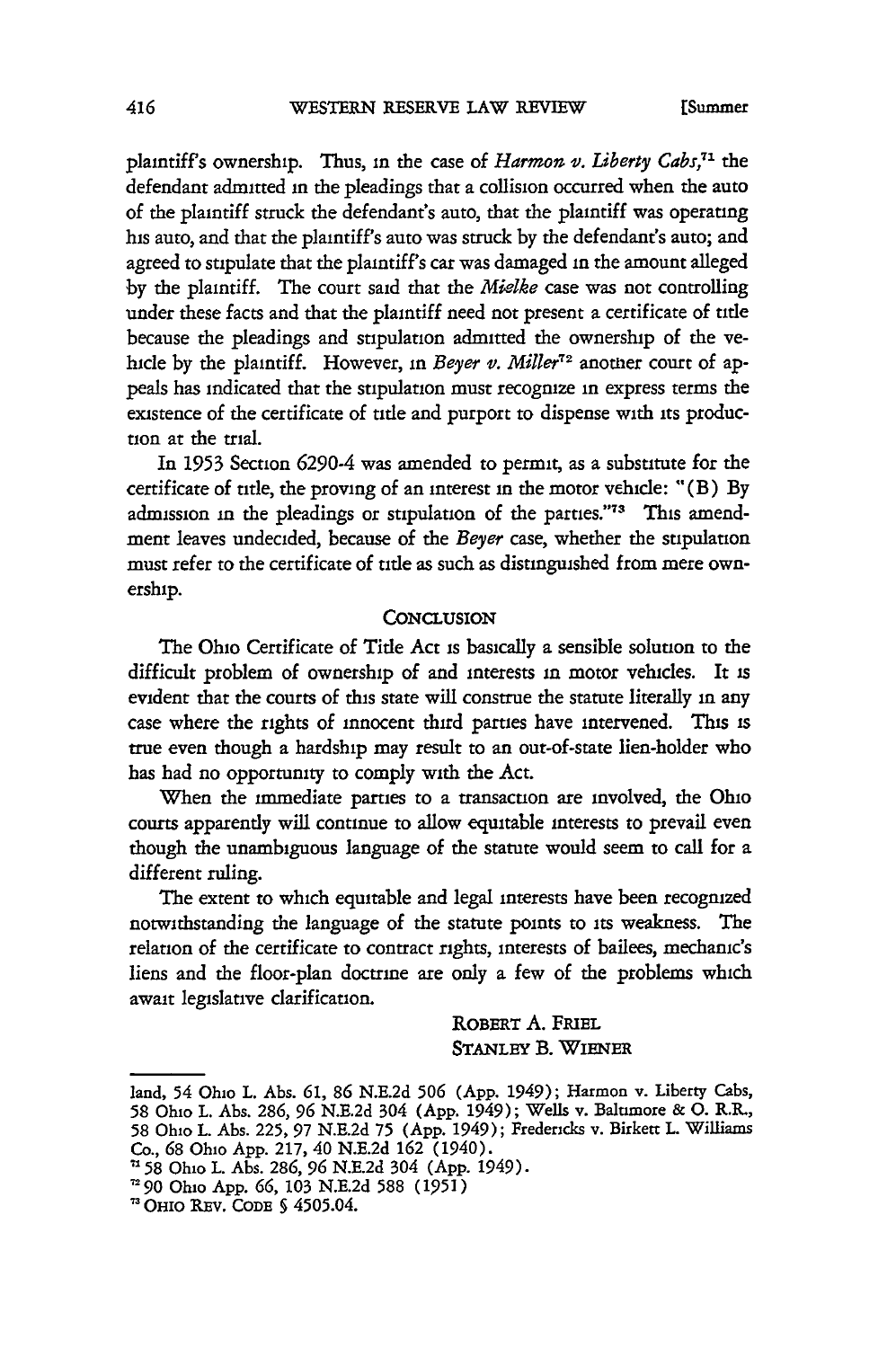plaintiff's ownership. Thus, in the case of *Harmon v. Liberty Cabs*,[71] the defendant admitted in the pleadings that a collision occurred when the auto of the plaintiff struck the defendant's auto, that the plaintiff was operating his auto, and that the plaintiff's auto was struck by the defendant's auto; and agreed to stipulate that the plaintiff's car was damaged in the amount alleged by the plaintiff. The court said that the *Mielke* case was not controlling under these facts and that the plaintiff need not present a certificate of title because the pleadings and stipulation admitted the ownership of the vehicle by the plaintiff. However, in *Beyer v. Miller*[72] another court of appeals has indicated that the stipulation must recognize in express terms the existence of the certificate of title and purport to dispense with its production at the trial.

In 1953 Section 6290-4 was amended to permit, as a substitute for the certificate of title, the proving of an interest in the motor vehicle: "(B) By admission in the pleadings or stipulation of the parties."[73] This amendment leaves undecided, because of the *Beyer* case, whether the stipulation must refer to the certificate of title as such as distinguished from mere ownership.

## CONCLUSION

The Ohio Certificate of Title Act is basically a sensible solution to the difficult problem of ownership of and interests in motor vehicles. It is evident that the courts of this state will construe the statute literally in any case where the rights of innocent third parties have intervened. This is true even though a hardship may result to an out-of-state lien-holder who has had no opportunity to comply with the Act.

When the immediate parties to a transaction are involved, the Ohio courts apparently will continue to allow equitable interests to prevail even though the unambiguous language of the statute would seem to call for a different ruling.

The extent to which equitable and legal interests have been recognized notwithstanding the language of the statute points to its weakness. The relation of the certificate to contract rights, interests of bailees, mechanic's liens and the floor-plan doctrine are only a few of the problems which await legislative clarification.

ROBERT A. FRIEL
STANLEY B. WIENER

---

land, 54 Ohio L. Abs. 61, 86 N.E.2d 506 (App. 1949); Harmon v. Liberty Cabs, 58 Ohio L. Abs. 286, 96 N.E.2d 304 (App. 1949); Wells v. Baltimore & O. R.R., 58 Ohio L. Abs. 225, 97 N.E.2d 75 (App. 1949); Fredericks v. Birkett L. Williams Co., 68 Ohio App. 217, 40 N.E.2d 162 (1940).

[71] 58 Ohio L. Abs. 286, 96 N.E.2d 304 (App. 1949).

[72] 90 Ohio App. 66, 103 N.E.2d 588 (1951)

[73] OHIO REV. CODE § 4505.04.